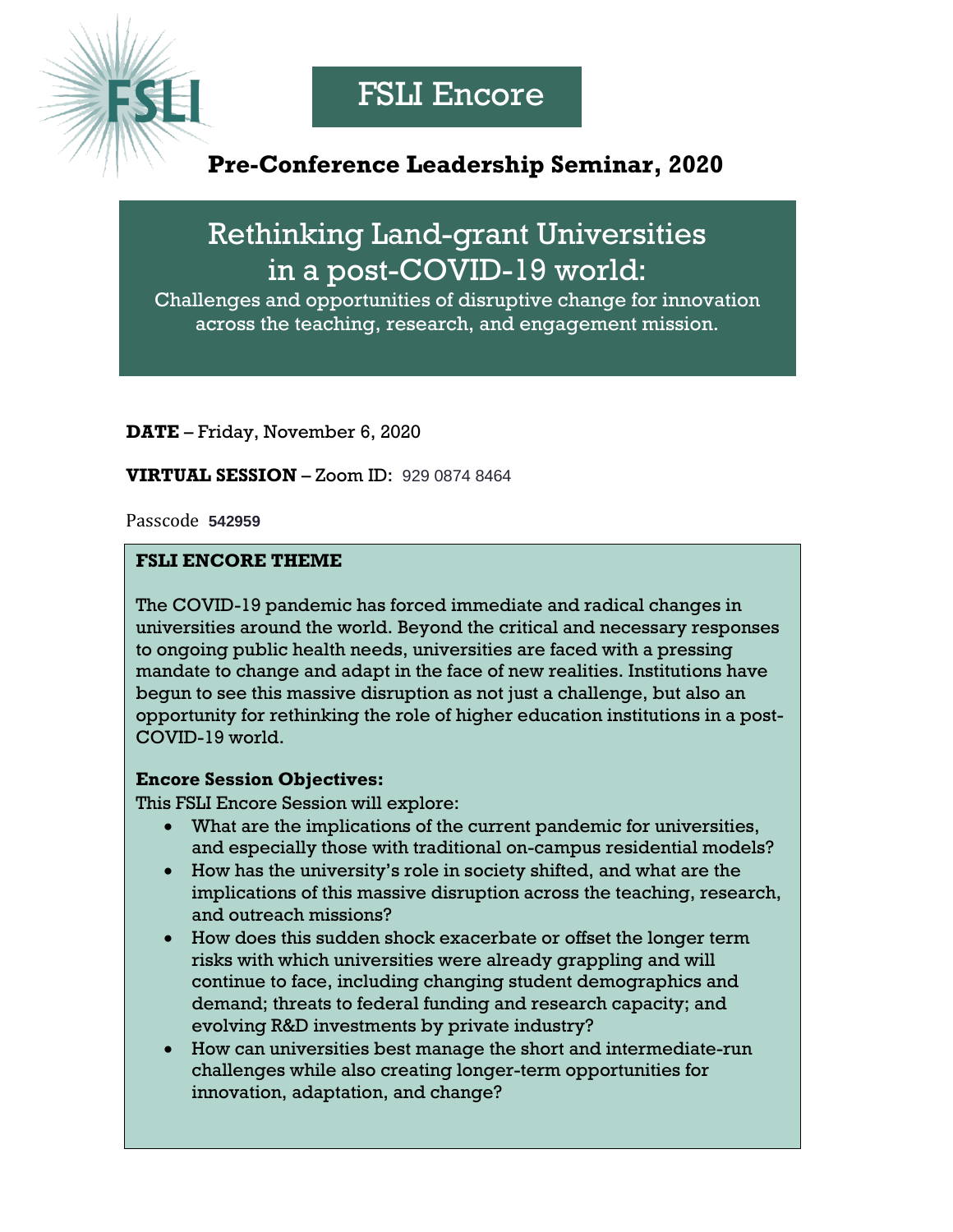FSLI

# FSLI Encore

## Pre-Conference Leadership Seminar, 2020

# Rethinking Land-grant Universities in a post-COVID-19 world:

Challenges and opportunities of disruptive change for innovation across the teaching, research, and engagement mission.

**DATE** – Friday, November 6, 2020

**VIRTUAL SESSION** – Zoom ID: 929 0874 8464

Passcode **542959**

**FSLI ENCORE THEME**

The COVID-19 pandemic has forced immediate and radical changes in universities around the world. Beyond the critical and necessary responses to ongoing public health needs, universities are faced with a pressing mandate to change and adapt in the face of new realities. Institutions have begun to see this massive disruption as not just a challenge, but also an opportunity for rethinking the role of higher education institutions in a post-COVID-19 world.

**Encore Session Objectives:**

This FSLI Encore Session will explore:

- What are the implications of the current pandemic for universities, and especially those with traditional on-campus residential models?
- How has the university's role in society shifted, and what are the implications of this massive disruption across the teaching, research, and outreach missions?
- How does this sudden shock exacerbate or offset the longer term risks with which universities were already grappling and will continue to face, including changing student demographics and demand; threats to federal funding and research capacity; and evolving R&D investments by private industry?
- How can universities best manage the short and intermediate-run challenges while also creating longer-term opportunities for innovation, adaptation, and change?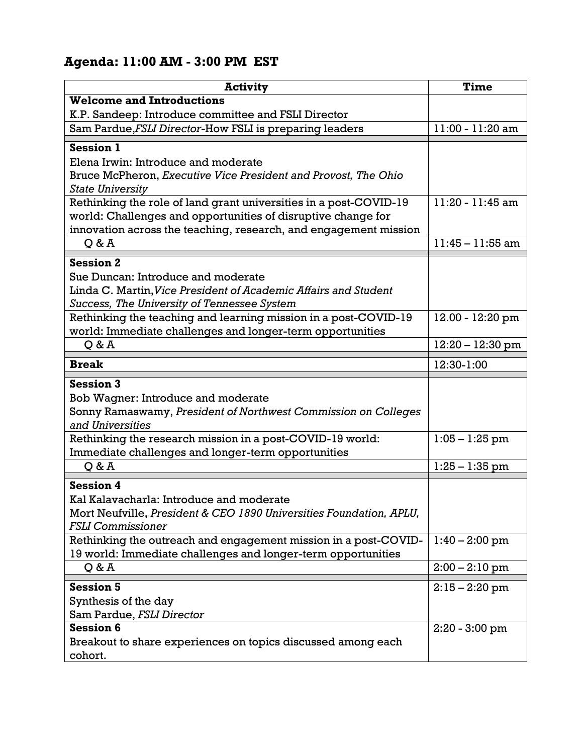## Agenda: 11:00 AM - 3:00 PM EST

| Activity | Time |
|---|---|
| **Welcome and Introductions** | |
| K.P. Sandeep: Introduce committee and FSLI Director | |
| Sam Pardue,*FSLI Director*-How FSLI is preparing leaders | 11:00 - 11:20 am |
| **Session 1** | |
| Elena Irwin: Introduce and moderate<br>Bruce McPheron, *Executive Vice President and Provost, The Ohio State University* | |
| Rethinking the role of land grant universities in a post-COVID-19 world: Challenges and opportunities of disruptive change for innovation across the teaching, research, and engagement mission | 11:20 - 11:45 am |
| Q & A | 11:45 – 11:55 am |
| **Session 2** | |
| Sue Duncan: Introduce and moderate<br>Linda C. Martin,*Vice President of Academic Affairs and Student Success, The University of Tennessee System* | |
| Rethinking the teaching and learning mission in a post-COVID-19 world: Immediate challenges and longer-term opportunities | 12.00 - 12:20 pm |
| Q & A | 12:20 – 12:30 pm |
| **Break** | 12:30-1:00 |
| **Session 3** | |
| Bob Wagner: Introduce and moderate<br>Sonny Ramaswamy, *President of Northwest Commission on Colleges and Universities* | |
| Rethinking the research mission in a post-COVID-19 world: Immediate challenges and longer-term opportunities | 1:05 – 1:25 pm |
| Q & A | 1:25 – 1:35 pm |
| **Session 4** | |
| Kal Kalavacharla: Introduce and moderate<br>Mort Neufville, *President & CEO 1890 Universities Foundation, APLU, FSLI Commissioner* | |
| Rethinking the outreach and engagement mission in a post-COVID-19 world: Immediate challenges and longer-term opportunities | 1:40 – 2:00 pm |
| Q & A | 2:00 – 2:10 pm |
| **Session 5**<br>Synthesis of the day<br>Sam Pardue, *FSLI Director* | 2:15 – 2:20 pm |
| **Session 6**<br>Breakout to share experiences on topics discussed among each cohort. | 2:20 - 3:00 pm |